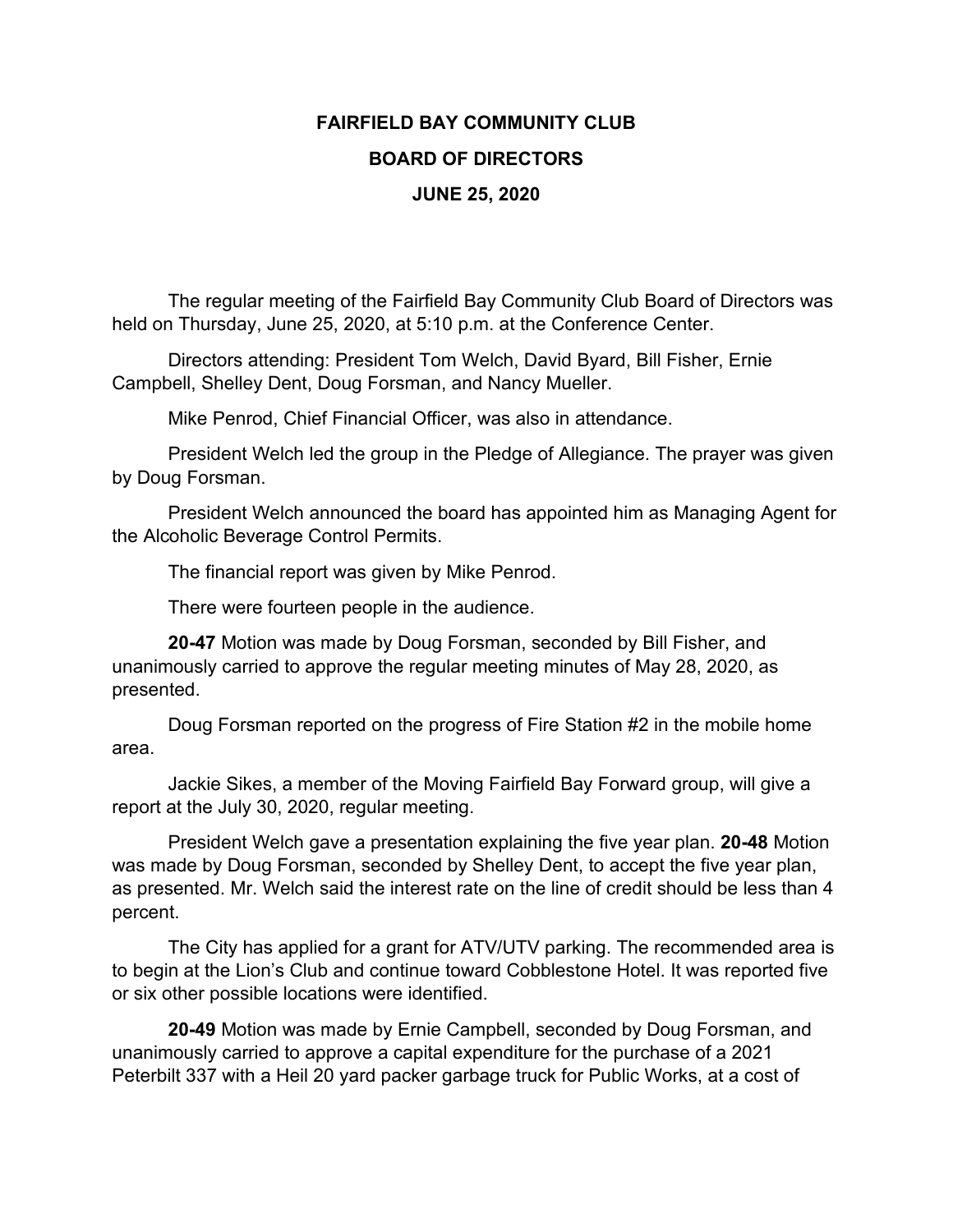# FAIRFIELD BAY COMMUNITY CLUB

## BOARD OF DIRECTORS

### JUNE 25, 2020

The regular meeting of the Fairfield Bay Community Club Board of Directors was held on Thursday, June 25, 2020, at 5:10 p.m. at the Conference Center.

Directors attending: President Tom Welch, David Byard, Bill Fisher, Ernie Campbell, Shelley Dent, Doug Forsman, and Nancy Mueller.

Mike Penrod, Chief Financial Officer, was also in attendance.

President Welch led the group in the Pledge of Allegiance. The prayer was given by Doug Forsman.

President Welch announced the board has appointed him as Managing Agent for the Alcoholic Beverage Control Permits.

The financial report was given by Mike Penrod.

There were fourteen people in the audience.

**20-47** Motion was made by Doug Forsman, seconded by Bill Fisher, and unanimously carried to approve the regular meeting minutes of May 28, 2020, as presented.

Doug Forsman reported on the progress of Fire Station #2 in the mobile home area.

Jackie Sikes, a member of the Moving Fairfield Bay Forward group, will give a report at the July 30, 2020, regular meeting.

President Welch gave a presentation explaining the five year plan. **20-48** Motion was made by Doug Forsman, seconded by Shelley Dent, to accept the five year plan, as presented. Mr. Welch said the interest rate on the line of credit should be less than 4 percent.

The City has applied for a grant for ATV/UTV parking. The recommended area is to begin at the Lion's Club and continue toward Cobblestone Hotel. It was reported five or six other possible locations were identified.

**20-49** Motion was made by Ernie Campbell, seconded by Doug Forsman, and unanimously carried to approve a capital expenditure for the purchase of a 2021 Peterbilt 337 with a Heil 20 yard packer garbage truck for Public Works, at a cost of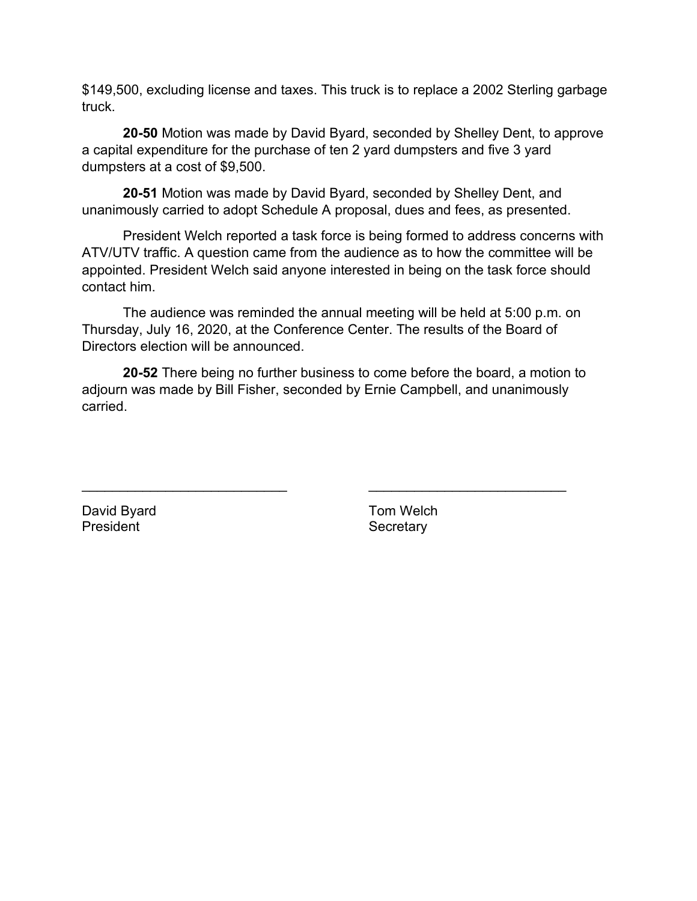$149,500, excluding license and taxes. This truck is to replace a 2002 Sterling garbage truck.

**20-50** Motion was made by David Byard, seconded by Shelley Dent, to approve a capital expenditure for the purchase of ten 2 yard dumpsters and five 3 yard dumpsters at a cost of $9,500.

**20-51** Motion was made by David Byard, seconded by Shelley Dent, and unanimously carried to adopt Schedule A proposal, dues and fees, as presented.

President Welch reported a task force is being formed to address concerns with ATV/UTV traffic. A question came from the audience as to how the committee will be appointed. President Welch said anyone interested in being on the task force should contact him.

The audience was reminded the annual meeting will be held at 5:00 p.m. on Thursday, July 16, 2020, at the Conference Center. The results of the Board of Directors election will be announced.

**20-52** There being no further business to come before the board, a motion to adjourn was made by Bill Fisher, seconded by Ernie Campbell, and unanimously carried.

| | |
|---|---|
| ___________________________ | ___________________________ |
| David Byard | Tom Welch |
| President | Secretary |